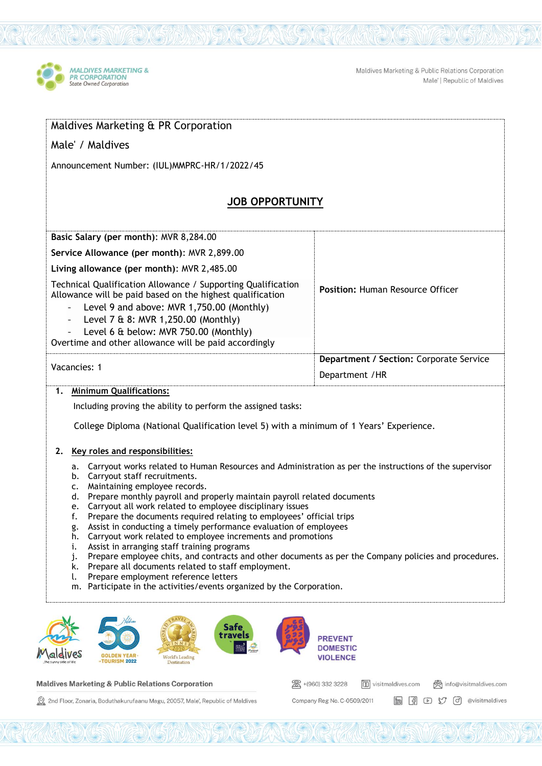Maldives Marketing & PR Corporation

Male' / Maldives

Announcement Number: (IUL)MMPRC-HR/1/2022/45

## JOB OPPORTUNITY

| | |
|---|---|
| **Basic Salary (per month)**: MVR 8,284.00<br>**Service Allowance (per month)**: MVR 2,899.00<br>**Living allowance (per month)**: MVR 2,485.00<br>Technical Qualification Allowance / Supporting Qualification Allowance will be paid based on the highest qualification<br>- Level 9 and above: MVR 1,750.00 (Monthly)<br>- Level 7 & 8: MVR 1,250.00 (Monthly)<br>- Level 6 & below: MVR 750.00 (Monthly)<br>Overtime and other allowance will be paid accordingly | **Position:** Human Resource Officer |
| Vacancies: 1 | **Department / Section:** Corporate Service Department /HR |

1. **Minimum Qualifications:**

   Including proving the ability to perform the assigned tasks:

   College Diploma (National Qualification level 5) with a minimum of 1 Years' Experience.

2. **Key roles and responsibilities:**

   a. Carryout works related to Human Resources and Administration as per the instructions of the supervisor
   b. Carryout staff recruitments.
   c. Maintaining employee records.
   d. Prepare monthly payroll and properly maintain payroll related documents
   e. Carryout all work related to employee disciplinary issues
   f. Prepare the documents required relating to employees' official trips
   g. Assist in conducting a timely performance evaluation of employees
   h. Carryout work related to employee increments and promotions
   i. Assist in arranging staff training programs
   j. Prepare employee chits, and contracts and other documents as per the Company policies and procedures.
   k. Prepare all documents related to staff employment.
   l. Prepare employment reference letters
   m. Participate in the activities/events organized by the Corporation.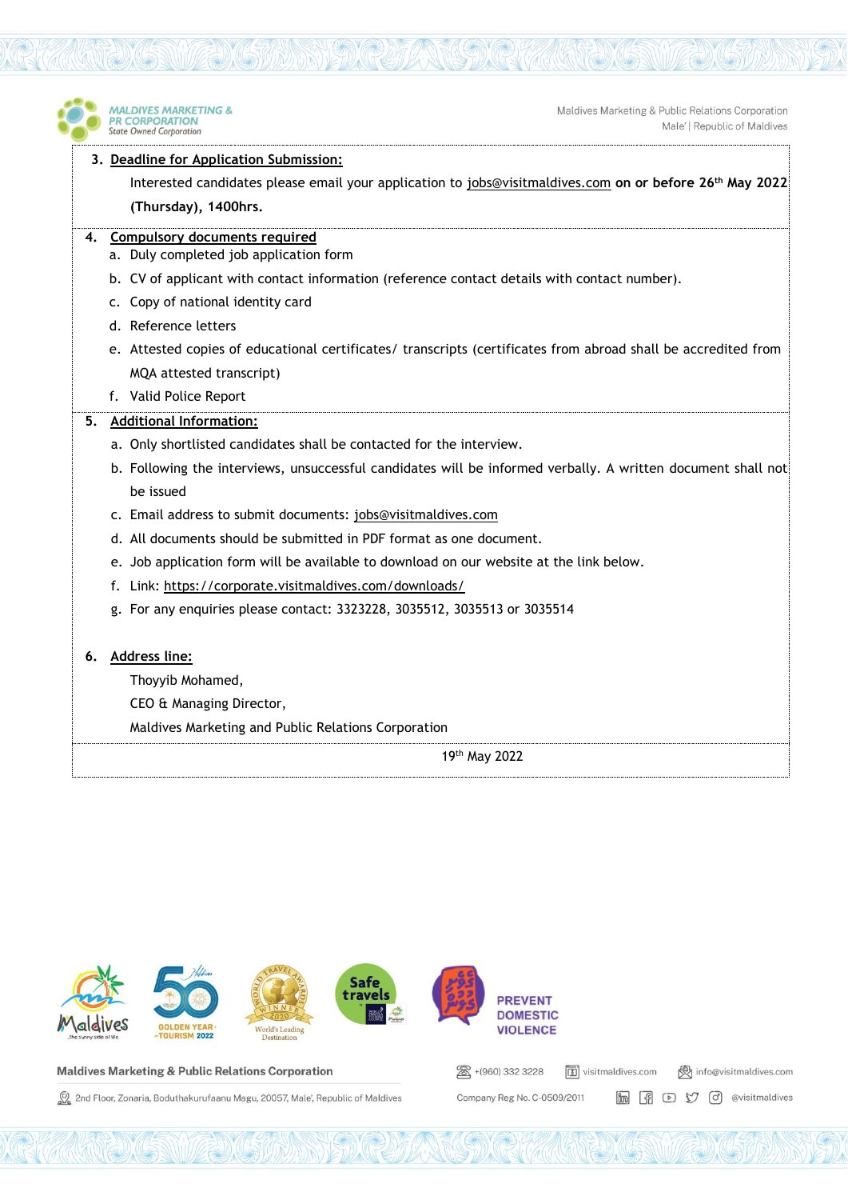3. **Deadline for Application Submission:**

   Interested candidates please email your application to jobs@visitmaldives.com **on or before 26th May 2022 (Thursday), 1400hrs.**

4. **Compulsory documents required**

   a. Duly completed job application form
   b. CV of applicant with contact information (reference contact details with contact number).
   c. Copy of national identity card
   d. Reference letters
   e. Attested copies of educational certificates/ transcripts (certificates from abroad shall be accredited from MQA attested transcript)
   f. Valid Police Report

5. **Additional Information:**

   a. Only shortlisted candidates shall be contacted for the interview.
   b. Following the interviews, unsuccessful candidates will be informed verbally. A written document shall not be issued
   c. Email address to submit documents: jobs@visitmaldives.com
   d. All documents should be submitted in PDF format as one document.
   e. Job application form will be available to download on our website at the link below.
   f. Link: https://corporate.visitmaldives.com/downloads/
   g. For any enquiries please contact: 3323228, 3035512, 3035513 or 3035514

6. **Address line:**

   Thoyyib Mohamed,
   CEO & Managing Director,
   Maldives Marketing and Public Relations Corporation

19th May 2022